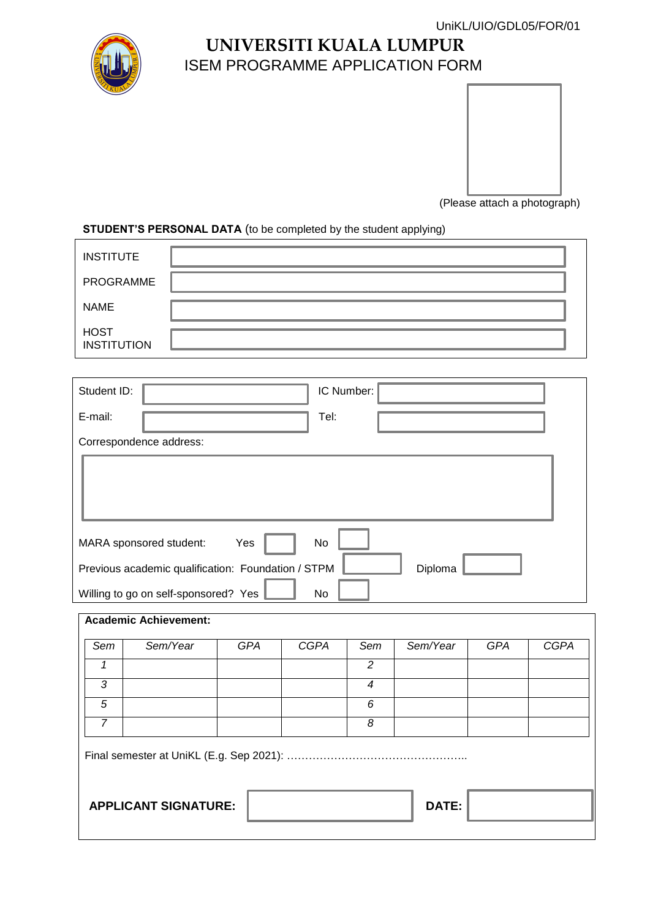UniKL/UIO/GDL05/FOR/01

# UNIVERSITI KUALA LUMPUR

## ISEM PROGRAMME APPLICATION FORM

(Please attach a photograph)

**STUDENT'S PERSONAL DATA** (to be completed by the student applying)

| | |
|---|---|
| INSTITUTE | |
| PROGRAMME | |
| NAME | |
| HOST INSTITUTION | |

| | | | |
|---|---|---|---|
| Student ID: | | IC Number: | |
| E-mail: | | Tel: | |

Correspondence address:

MARA sponsored student: Yes ☐ No ☐

Previous academic qualification: Foundation / STPM ☐ Diploma ☐

Willing to go on self-sponsored? Yes ☐ No ☐

**Academic Achievement:**

| *Sem* | *Sem/Year* | *GPA* | *CGPA* | *Sem* | *Sem/Year* | *GPA* | *CGPA* |
|---|---|---|---|---|---|---|---|
| *1* | | | | *2* | | | |
| *3* | | | | *4* | | | |
| *5* | | | | *6* | | | |
| *7* | | | | *8* | | | |

Final semester at UniKL (E.g. Sep 2021): …………………………………………..

**APPLICANT SIGNATURE:** ☐ **DATE:** ☐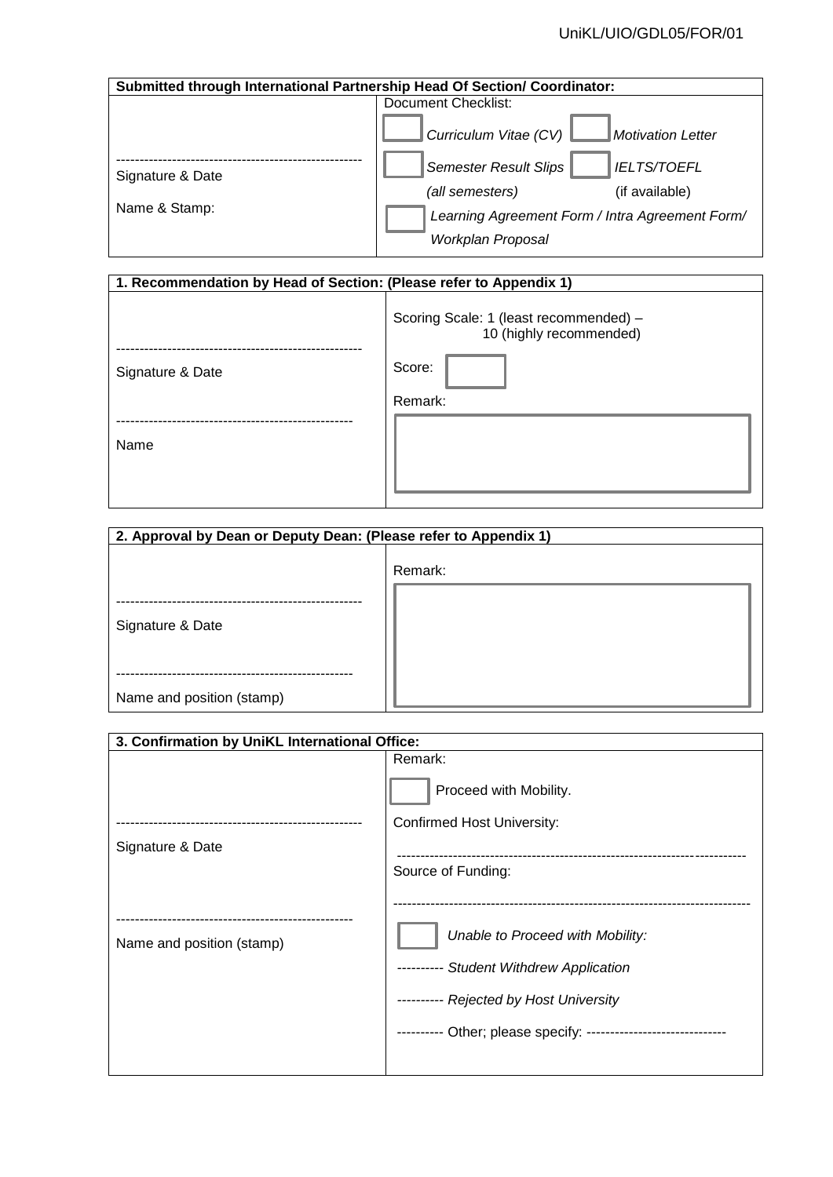| Submitted through International Partnership Head Of Section/ Coordinator: | |
|---|---|
| ---------------------------------------------------- Signature & Date<br><br>Name & Stamp: | Document Checklist:<br>☐ *Curriculum Vitae (CV)* ☐ *Motivation Letter*<br>☐ *Semester Result Slips (all semesters)* ☐ *IELTS/TOEFL* (if available)<br>☐ *Learning Agreement Form / Intra Agreement Form/ Workplan Proposal* |

| 1. Recommendation by Head of Section: (Please refer to Appendix 1) | |
|---|---|
| ---------------------------------------------------- Signature & Date<br><br>-------------------------------------------------- Name | Scoring Scale: 1 (least recommended) – 10 (highly recommended)<br><br>Score: ☐<br><br>Remark: |

| 2. Approval by Dean or Deputy Dean: (Please refer to Appendix 1) | |
|---|---|
| ---------------------------------------------------- Signature & Date<br><br>-------------------------------------------------- Name and position (stamp) | Remark: |

| 3. Confirmation by UniKL International Office: | |
|---|---|
| ---------------------------------------------------- Signature & Date<br><br>-------------------------------------------------- Name and position (stamp) | Remark:<br>☐ Proceed with Mobility.<br>Confirmed Host University:<br>-------------------------------------------------------------------------<br>Source of Funding:<br>---------------------------------------------------------------------------<br>☐ *Unable to Proceed with Mobility:*<br>---------- *Student Withdrew Application*<br>---------- *Rejected by Host University*<br>---------- Other; please specify: ----------------------------- |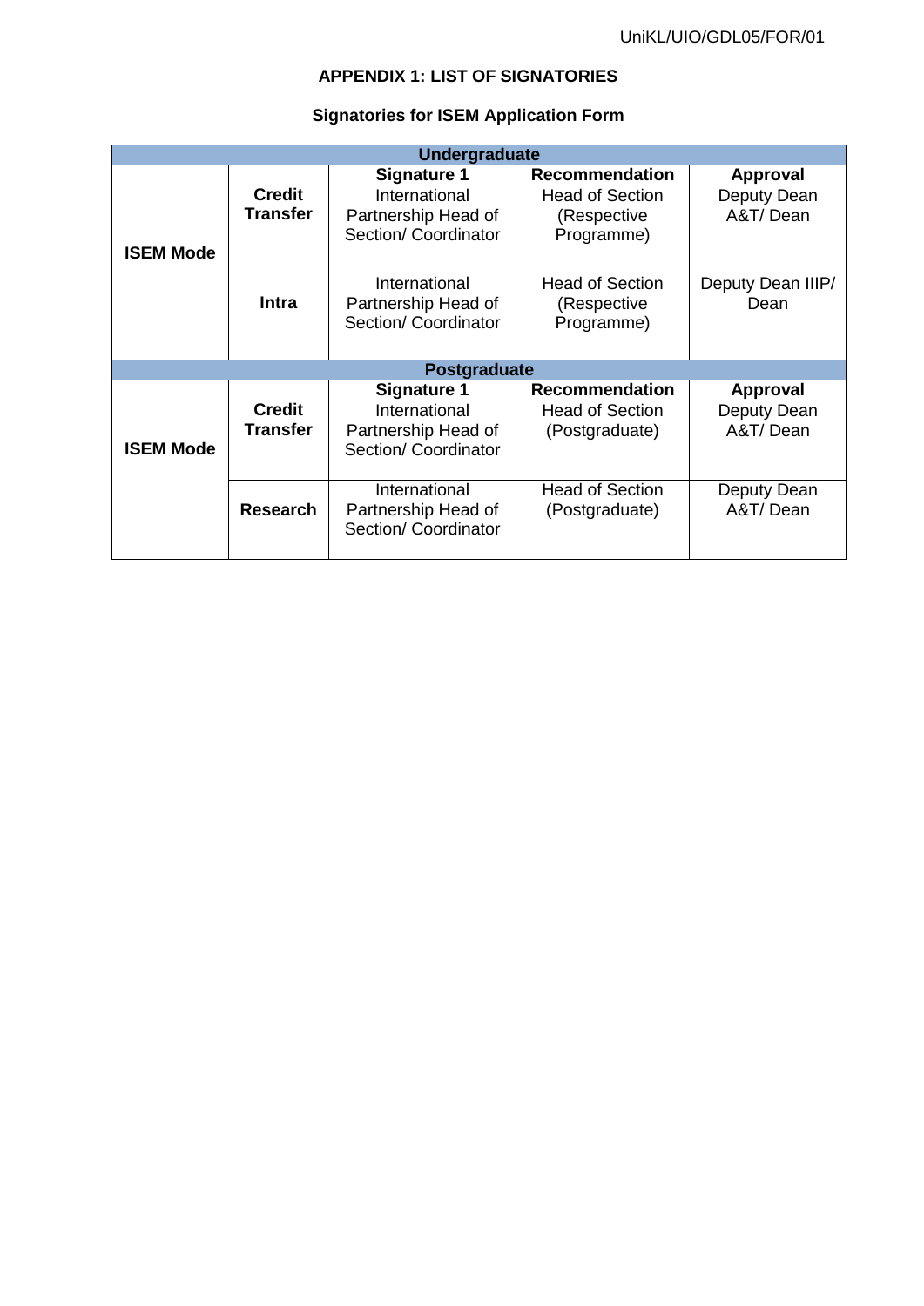## APPENDIX 1: LIST OF SIGNATORIES

### Signatories for ISEM Application Form

| Undergraduate | | | | |
|---|---|---|---|---|
| | | **Signature 1** | **Recommendation** | **Approval** |
| **ISEM Mode** | **Credit Transfer** | International Partnership Head of Section/ Coordinator | Head of Section (Respective Programme) | Deputy Dean A&T/ Dean |
| | **Intra** | International Partnership Head of Section/ Coordinator | Head of Section (Respective Programme) | Deputy Dean IIIP/ Dean |
| **Postgraduate** | | | | |
| | | **Signature 1** | **Recommendation** | **Approval** |
| **ISEM Mode** | **Credit Transfer** | International Partnership Head of Section/ Coordinator | Head of Section (Postgraduate) | Deputy Dean A&T/ Dean |
| | **Research** | International Partnership Head of Section/ Coordinator | Head of Section (Postgraduate) | Deputy Dean A&T/ Dean |